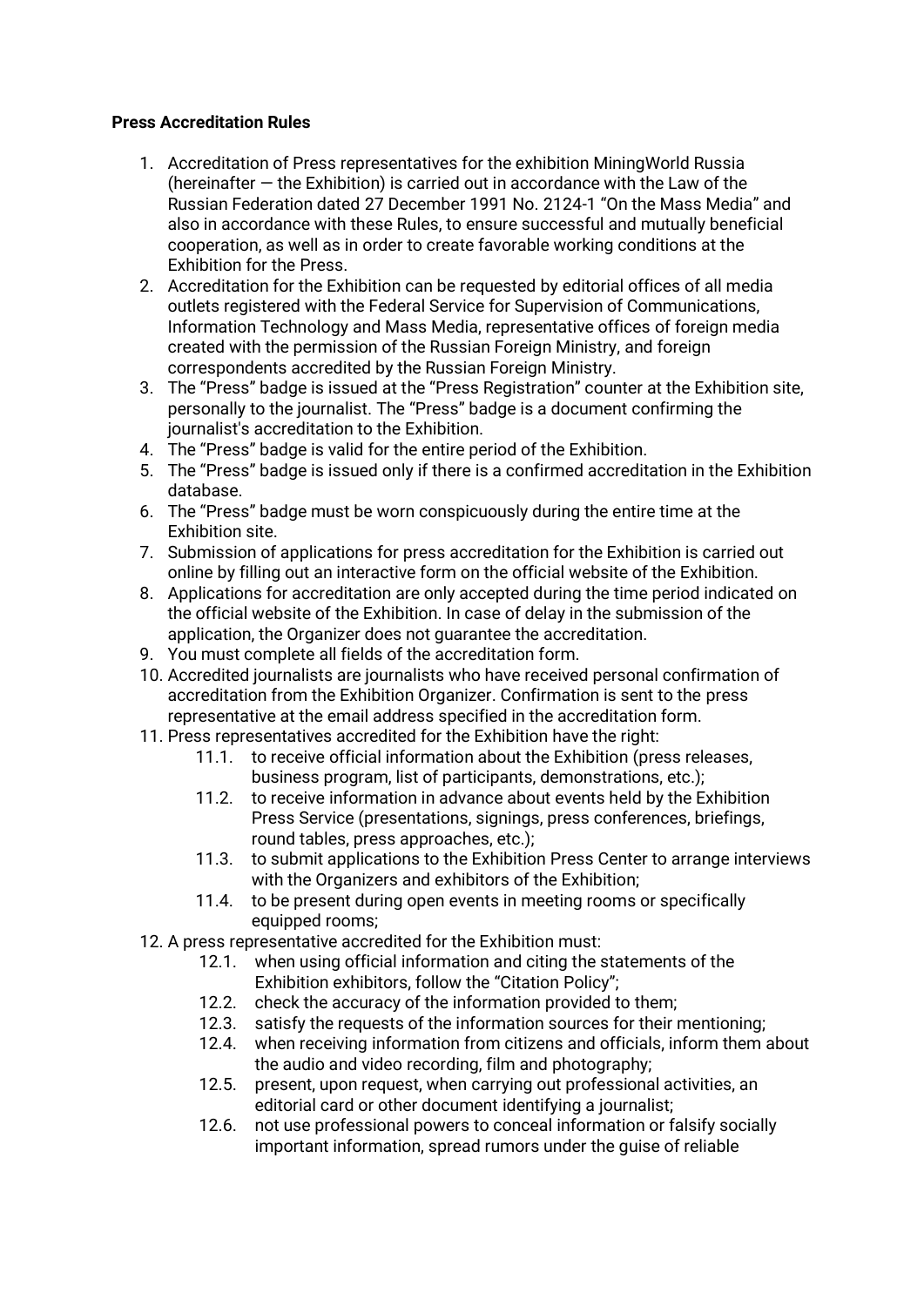**Press Accreditation Rules**

1. Accreditation of Press representatives for the exhibition MiningWorld Russia (hereinafter — the Exhibition) is carried out in accordance with the Law of the Russian Federation dated 27 December 1991 No. 2124-1 "On the Mass Media" and also in accordance with these Rules, to ensure successful and mutually beneficial cooperation, as well as in order to create favorable working conditions at the Exhibition for the Press.
2. Accreditation for the Exhibition can be requested by editorial offices of all media outlets registered with the Federal Service for Supervision of Communications, Information Technology and Mass Media, representative offices of foreign media created with the permission of the Russian Foreign Ministry, and foreign correspondents accredited by the Russian Foreign Ministry.
3. The "Press" badge is issued at the "Press Registration" counter at the Exhibition site, personally to the journalist. The "Press" badge is a document confirming the journalist's accreditation to the Exhibition.
4. The "Press" badge is valid for the entire period of the Exhibition.
5. The "Press" badge is issued only if there is a confirmed accreditation in the Exhibition database.
6. The "Press" badge must be worn conspicuously during the entire time at the Exhibition site.
7. Submission of applications for press accreditation for the Exhibition is carried out online by filling out an interactive form on the official website of the Exhibition.
8. Applications for accreditation are only accepted during the time period indicated on the official website of the Exhibition. In case of delay in the submission of the application, the Organizer does not guarantee the accreditation.
9. You must complete all fields of the accreditation form.
10. Accredited journalists are journalists who have received personal confirmation of accreditation from the Exhibition Organizer. Confirmation is sent to the press representative at the email address specified in the accreditation form.
11. Press representatives accredited for the Exhibition have the right:
    - 11.1. to receive official information about the Exhibition (press releases, business program, list of participants, demonstrations, etc.);
    - 11.2. to receive information in advance about events held by the Exhibition Press Service (presentations, signings, press conferences, briefings, round tables, press approaches, etc.);
    - 11.3. to submit applications to the Exhibition Press Center to arrange interviews with the Organizers and exhibitors of the Exhibition;
    - 11.4. to be present during open events in meeting rooms or specifically equipped rooms;
12. A press representative accredited for the Exhibition must:
    - 12.1. when using official information and citing the statements of the Exhibition exhibitors, follow the "Citation Policy";
    - 12.2. check the accuracy of the information provided to them;
    - 12.3. satisfy the requests of the information sources for their mentioning;
    - 12.4. when receiving information from citizens and officials, inform them about the audio and video recording, film and photography;
    - 12.5. present, upon request, when carrying out professional activities, an editorial card or other document identifying a journalist;
    - 12.6. not use professional powers to conceal information or falsify socially important information, spread rumors under the guise of reliable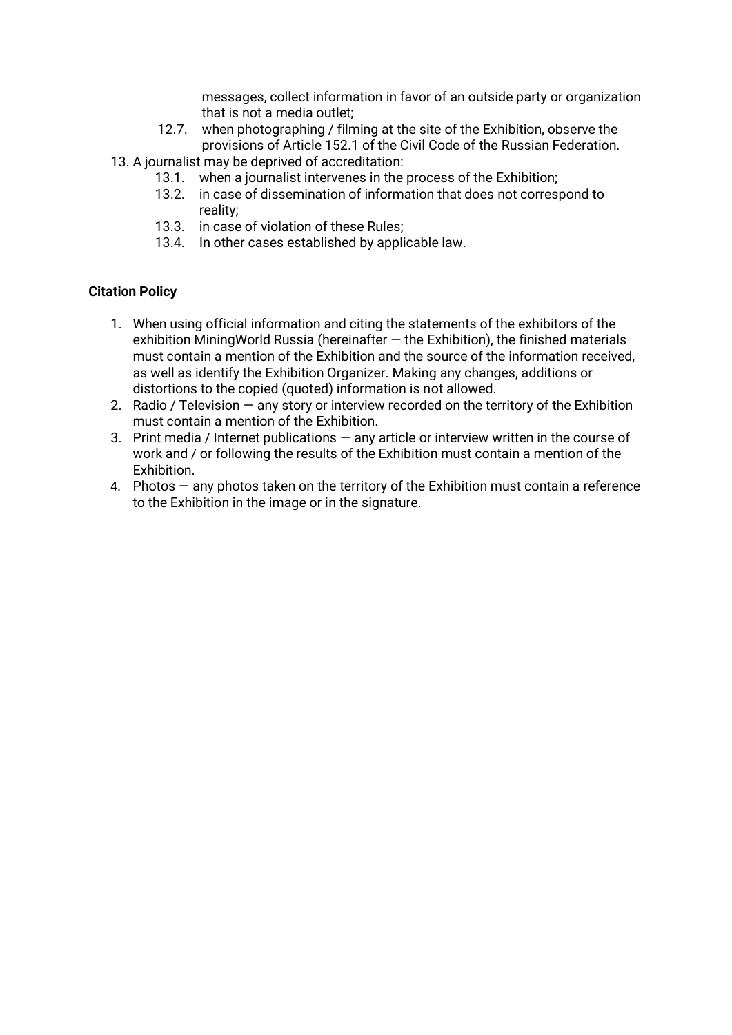messages, collect information in favor of an outside party or organization that is not a media outlet;

12.7. when photographing / filming at the site of the Exhibition, observe the provisions of Article 152.1 of the Civil Code of the Russian Federation.

13. A journalist may be deprived of accreditation:
    13.1. when a journalist intervenes in the process of the Exhibition;
    13.2. in case of dissemination of information that does not correspond to reality;
    13.3. in case of violation of these Rules;
    13.4. In other cases established by applicable law.

**Citation Policy**

1. When using official information and citing the statements of the exhibitors of the exhibition MiningWorld Russia (hereinafter — the Exhibition), the finished materials must contain a mention of the Exhibition and the source of the information received, as well as identify the Exhibition Organizer. Making any changes, additions or distortions to the copied (quoted) information is not allowed.
2. Radio / Television — any story or interview recorded on the territory of the Exhibition must contain a mention of the Exhibition.
3. Print media / Internet publications — any article or interview written in the course of work and / or following the results of the Exhibition must contain a mention of the Exhibition.
4. Photos — any photos taken on the territory of the Exhibition must contain a reference to the Exhibition in the image or in the signature.